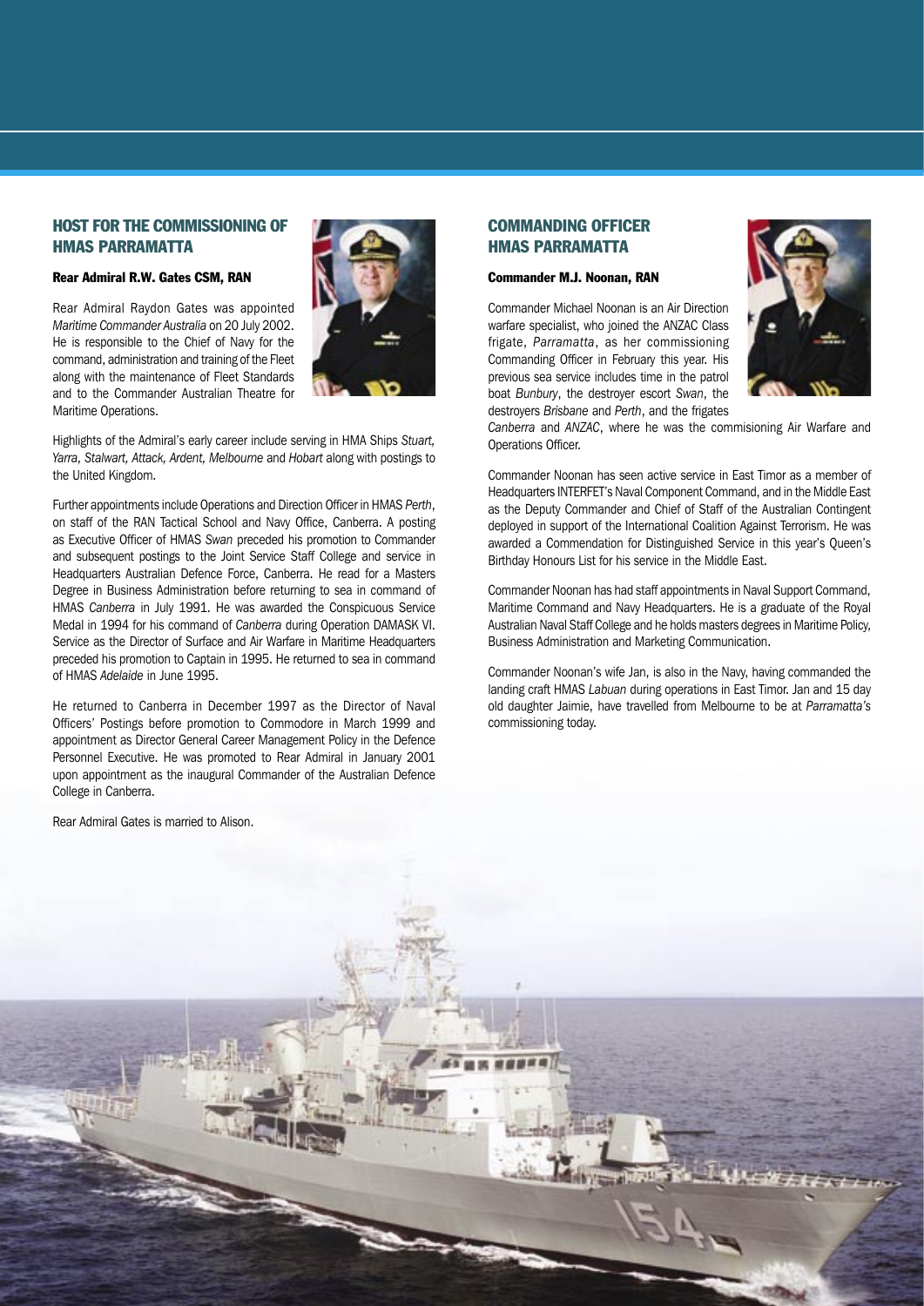## HOST FOR THE COMMISSIONING OF HMAS PARRAMATTA

### Rear Admiral R.W. Gates CSM, RAN

Rear Admiral Raydon Gates was appointed *Maritime Commander Australia* on 20 July 2002. He is responsible to the Chief of Navy for the command, administration and training of the Fleet along with the maintenance of Fleet Standards and to the Commander Australian Theatre for Maritime Operations.

Highlights of the Admiral's early career include serving in HMA Ships *Stuart, Yarra, Stalwart, Attack, Ardent, Melbourne* and *Hobart* along with postings to the United Kingdom.

Further appointments include Operations and Direction Officer in HMAS *Perth*, on staff of the RAN Tactical School and Navy Office, Canberra. A posting as Executive Officer of HMAS *Swan* preceded his promotion to Commander and subsequent postings to the Joint Service Staff College and service in Headquarters Australian Defence Force, Canberra. He read for a Masters Degree in Business Administration before returning to sea in command of HMAS *Canberra* in July 1991. He was awarded the Conspicuous Service Medal in 1994 for his command of *Canberra* during Operation DAMASK VI. Service as the Director of Surface and Air Warfare in Maritime Headquarters preceded his promotion to Captain in 1995. He returned to sea in command of HMAS *Adelaide* in June 1995.

He returned to Canberra in December 1997 as the Director of Naval Officers' Postings before promotion to Commodore in March 1999 and appointment as Director General Career Management Policy in the Defence Personnel Executive. He was promoted to Rear Admiral in January 2001 upon appointment as the inaugural Commander of the Australian Defence College in Canberra.

Rear Admiral Gates is married to Alison.

## COMMANDING OFFICER HMAS PARRAMATTA

### Commander M.J. Noonan, RAN

Commander Michael Noonan is an Air Direction warfare specialist, who joined the ANZAC Class frigate, *Parramatta*, as her commissioning Commanding Officer in February this year. His previous sea service includes time in the patrol boat *Bunbury*, the destroyer escort *Swan*, the destroyers *Brisbane* and *Perth*, and the frigates *Canberra* and *ANZAC*, where he was the commisioning Air Warfare and Operations Officer.

Commander Noonan has seen active service in East Timor as a member of Headquarters INTERFET's Naval Component Command, and in the Middle East as the Deputy Commander and Chief of Staff of the Australian Contingent deployed in support of the International Coalition Against Terrorism. He was awarded a Commendation for Distinguished Service in this year's Queen's Birthday Honours List for his service in the Middle East.

Commander Noonan has had staff appointments in Naval Support Command, Maritime Command and Navy Headquarters. He is a graduate of the Royal Australian Naval Staff College and he holds masters degrees in Maritime Policy, Business Administration and Marketing Communication.

Commander Noonan's wife Jan, is also in the Navy, having commanded the landing craft HMAS *Labuan* during operations in East Timor. Jan and 15 day old daughter Jaimie, have travelled from Melbourne to be at *Parramatta's* commissioning today.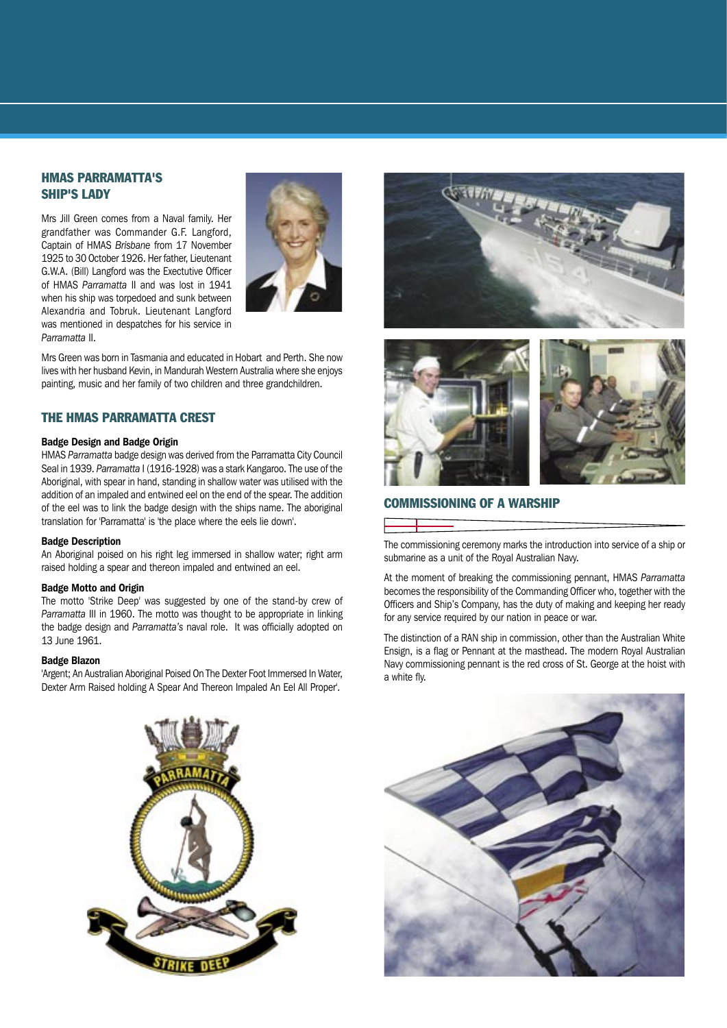## HMAS PARRAMATTA'S SHIP'S LADY

Mrs Jill Green comes from a Naval family. Her grandfather was Commander G.F. Langford, Captain of HMAS *Brisbane* from 17 November 1925 to 30 October 1926. Her father, Lieutenant G.W.A. (Bill) Langford was the Exectutive Officer of HMAS *Parramatta* II and was lost in 1941 when his ship was torpedoed and sunk between Alexandria and Tobruk. Lieutenant Langford was mentioned in despatches for his service in *Parramatta* II.

Mrs Green was born in Tasmania and educated in Hobart and Perth. She now lives with her husband Kevin, in Mandurah Western Australia where she enjoys painting, music and her family of two children and three grandchildren.

## THE HMAS PARRAMATTA CREST

### Badge Design and Badge Origin

HMAS *Parramatta* badge design was derived from the Parramatta City Council Seal in 1939. *Parramatta* I (1916-1928) was a stark Kangaroo. The use of the Aboriginal, with spear in hand, standing in shallow water was utilised with the addition of an impaled and entwined eel on the end of the spear. The addition of the eel was to link the badge design with the ships name. The aboriginal translation for 'Parramatta' is 'the place where the eels lie down'.

### Badge Description

An Aboriginal poised on his right leg immersed in shallow water; right arm raised holding a spear and thereon impaled and entwined an eel.

### Badge Motto and Origin

The motto 'Strike Deep' was suggested by one of the stand-by crew of *Parramatta* III in 1960. The motto was thought to be appropriate in linking the badge design and *Parramatta's* naval role. It was officially adopted on 13 June 1961.

### Badge Blazon

'Argent; An Australian Aboriginal Poised On The Dexter Foot Immersed In Water, Dexter Arm Raised holding A Spear And Thereon Impaled An Eel All Proper'.

## COMMISSIONING OF A WARSHIP

The commissioning ceremony marks the introduction into service of a ship or submarine as a unit of the Royal Australian Navy.

At the moment of breaking the commissioning pennant, HMAS *Parramatta* becomes the responsibility of the Commanding Officer who, together with the Officers and Ship's Company, has the duty of making and keeping her ready for any service required by our nation in peace or war.

The distinction of a RAN ship in commission, other than the Australian White Ensign, is a flag or Pennant at the masthead. The modern Royal Australian Navy commissioning pennant is the red cross of St. George at the hoist with a white fly.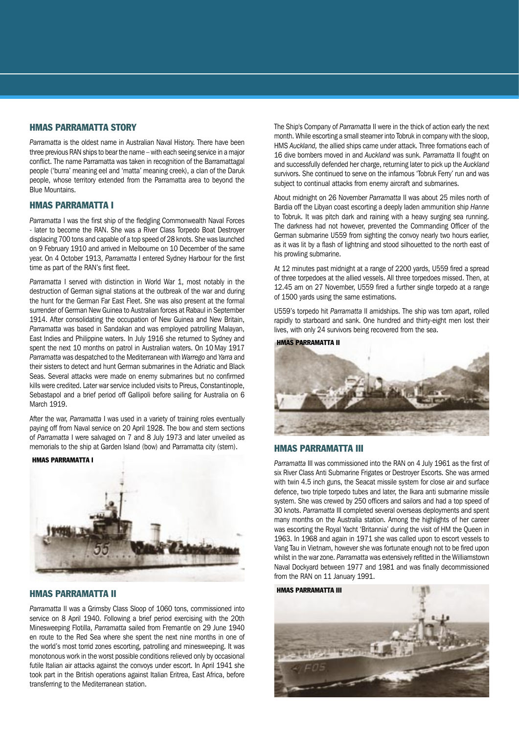## HMAS PARRAMATTA STORY

*Parramatta* is the oldest name in Australian Naval History. There have been three previous RAN ships to bear the name – with each seeing service in a major conflict. The name Parramatta was taken in recognition of the Barramattagal people ('burra' meaning eel and 'matta' meaning creek), a clan of the Daruk people, whose territory extended from the Parramatta area to beyond the Blue Mountains.

## HMAS PARRAMATTA I

*Parramatta* I was the first ship of the fledgling Commonwealth Naval Forces - later to become the RAN. She was a River Class Torpedo Boat Destroyer displacing 700 tons and capable of a top speed of 28 knots. She was launched on 9 February 1910 and arrived in Melbourne on 10 December of the same year. On 4 October 1913, *Parramatta* I entered Sydney Harbour for the first time as part of the RAN's first fleet.

*Parramatta* I served with distinction in World War 1, most notably in the destruction of German signal stations at the outbreak of the war and during the hunt for the German Far East Fleet. She was also present at the formal surrender of German New Guinea to Australian forces at Rabaul in September 1914. After consolidating the occupation of New Guinea and New Britain, *Parramatta* was based in Sandakan and was employed patrolling Malayan, East Indies and Philippine waters. In July 1916 she returned to Sydney and spent the next 10 months on patrol in Australian waters. On 10 May 1917 *Parramatta* was despatched to the Mediterranean with *Warrego* and *Yarra* and their sisters to detect and hunt German submarines in the Adriatic and Black Seas. Several attacks were made on enemy submarines but no confirmed kills were credited. Later war service included visits to Pireus, Constantinople, Sebastapol and a brief period off Gallipoli before sailing for Australia on 6 March 1919.

After the war, *Parramatta* I was used in a variety of training roles eventually paying off from Naval service on 20 April 1928. The bow and stern sections of *Parramatta* I were salvaged on 7 and 8 July 1973 and later unveiled as memorials to the ship at Garden Island (bow) and Parramatta city (stern).

**HMAS PARRAMATTA I**

## HMAS PARRAMATTA II

*Parramatta* II was a Grimsby Class Sloop of 1060 tons, commissioned into service on 8 April 1940. Following a brief period exercising with the 20th Minesweeping Flotilla, *Parramatta* sailed from Fremantle on 29 June 1940 en route to the Red Sea where she spent the next nine months in one of the world's most torrid zones escorting, patrolling and minesweeping. It was monotonous work in the worst possible conditions relieved only by occasional futile Italian air attacks against the convoys under escort. In April 1941 she took part in the British operations against Italian Eritrea, East Africa, before transferring to the Mediterranean station.

The Ship's Company of *Parramatta* II were in the thick of action early the next month. While escorting a small steamer into Tobruk in company with the sloop, HMS *Auckland,* the allied ships came under attack. Three formations each of 16 dive bombers moved in and *Auckland* was sunk. *Parramatta* II fought on and successfully defended her charge, returning later to pick up the *Auckland* survivors. She continued to serve on the infamous 'Tobruk Ferry' run and was subject to continual attacks from enemy aircraft and submarines.

About midnight on 26 November *Parramatta* II was about 25 miles north of Bardia off the Libyan coast escorting a deeply laden ammunition ship *Hanne* to Tobruk. It was pitch dark and raining with a heavy surging sea running. The darkness had not however, prevented the Commanding Officer of the German submarine U559 from sighting the convoy nearly two hours earlier, as it was lit by a flash of lightning and stood silhouetted to the north east of his prowling submarine.

At 12 minutes past midnight at a range of 2200 yards, U559 fired a spread of three torpedoes at the allied vessels. All three torpedoes missed. Then, at 12.45 am on 27 November, U559 fired a further single torpedo at a range of 1500 yards using the same estimations.

U559's torpedo hit *Parramatta* II amidships. The ship was torn apart, rolled rapidly to starboard and sank. One hundred and thirty-eight men lost their lives, with only 24 survivors being recovered from the sea.

**HMAS PARRAMATTA II**

## HMAS PARRAMATTA III

*Parramatta* III was commissioned into the RAN on 4 July 1961 as the first of six River Class Anti Submarine Frigates or Destroyer Escorts. She was armed with twin 4.5 inch guns, the Seacat missile system for close air and surface defence, two triple torpedo tubes and later, the Ikara anti submarine missile system. She was crewed by 250 officers and sailors and had a top speed of 30 knots. *Parramatta* III completed several overseas deployments and spent many months on the Australia station. Among the highlights of her career was escorting the Royal Yacht 'Britannia' during the visit of HM the Queen in 1963. In 1968 and again in 1971 she was called upon to escort vessels to Vang Tau in Vietnam, however she was fortunate enough not to be fired upon whilst in the war zone. *Parramatta* was extensively refitted in the Williamstown Naval Dockyard between 1977 and 1981 and was finally decommissioned from the RAN on 11 January 1991.

**HMAS PARRAMATTA III**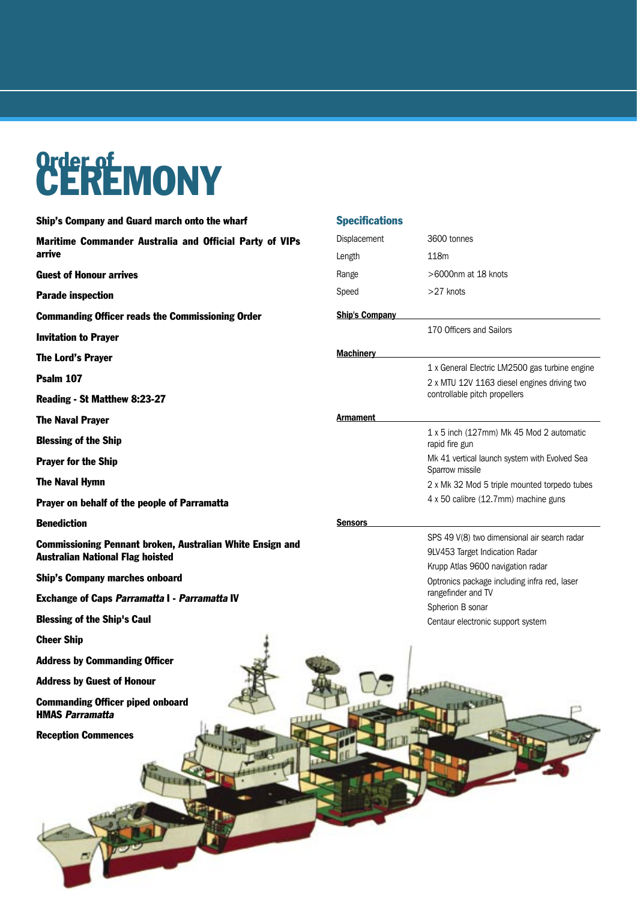# Order of CEREMONY

**Ship's Company and Guard march onto the wharf**

**Maritime Commander Australia and Official Party of VIPs arrive**

**Guest of Honour arrives**

**Parade inspection**

**Commanding Officer reads the Commissioning Order**

**Invitation to Prayer**

**The Lord's Prayer**

**Psalm 107**

**Reading - St Matthew 8:23-27**

**The Naval Prayer**

**Blessing of the Ship**

**Prayer for the Ship**

**The Naval Hymn**

**Prayer on behalf of the people of Parramatta**

**Benediction**

**Commissioning Pennant broken, Australian White Ensign and Australian National Flag hoisted**

**Ship's Company marches onboard**

**Exchange of Caps *Parramatta* I - *Parramatta* IV**

**Blessing of the Ship's Caul**

**Cheer Ship**

**Address by Commanding Officer**

**Address by Guest of Honour**

**Commanding Officer piped onboard HMAS *Parramatta***

**Reception Commences**

## Specifications

| | |
|---|---|
| Displacement | 3600 tonnes |
| Length | 118m |
| Range | >6000nm at 18 knots |
| Speed | >27 knots |

**Ship's Company**

170 Officers and Sailors

**Machinery**

1 x General Electric LM2500 gas turbine engine

2 x MTU 12V 1163 diesel engines driving two controllable pitch propellers

**Armament**

1 x 5 inch (127mm) Mk 45 Mod 2 automatic rapid fire gun

Mk 41 vertical launch system with Evolved Sea Sparrow missile

2 x Mk 32 Mod 5 triple mounted torpedo tubes

4 x 50 calibre (12.7mm) machine guns

**Sensors**

SPS 49 V(8) two dimensional air search radar

9LV453 Target Indication Radar

Krupp Atlas 9600 navigation radar

Optronics package including infra red, laser rangefinder and TV

Spherion B sonar

Centaur electronic support system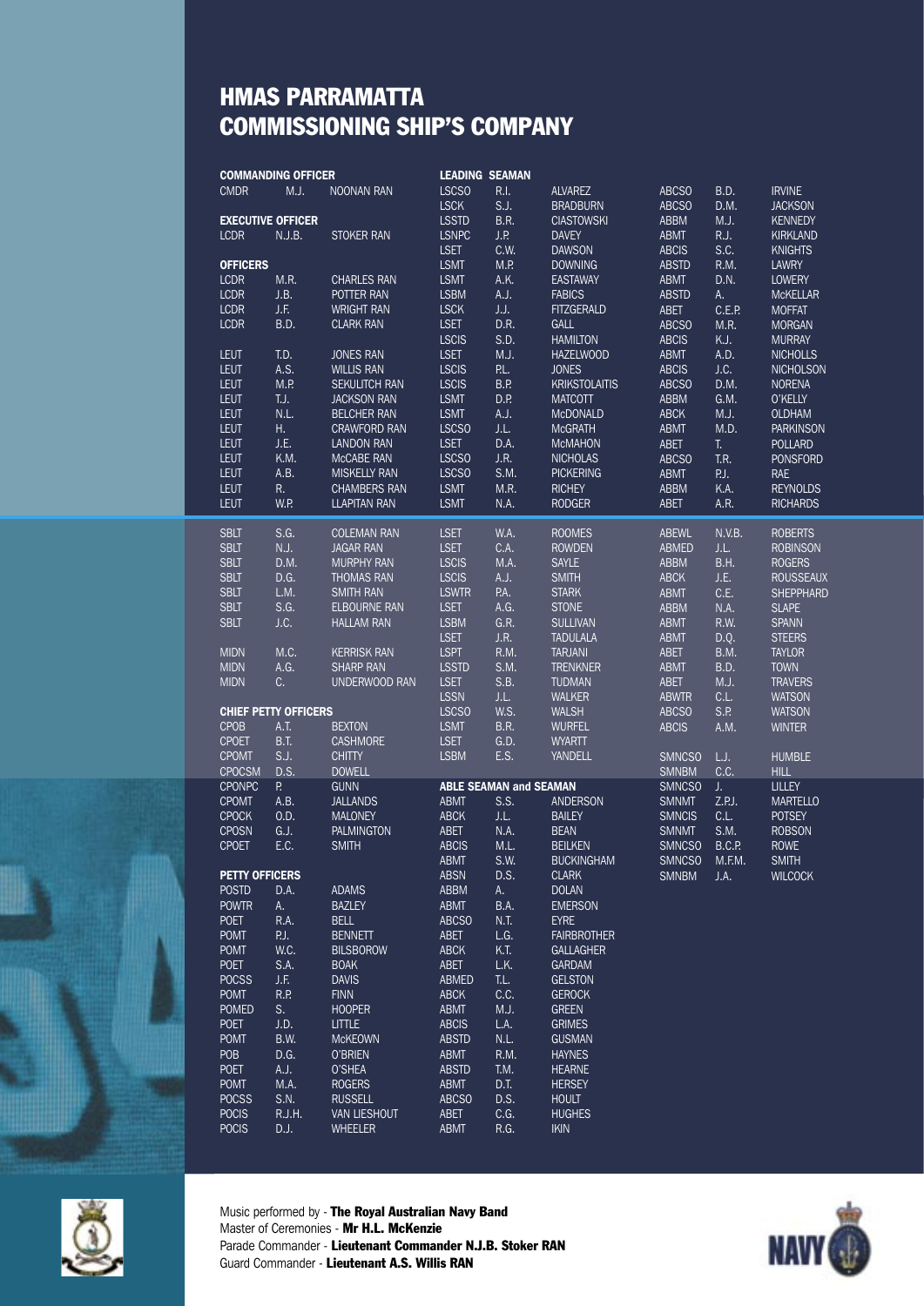# HMAS PARRAMATTA COMMISSIONING SHIP'S COMPANY

**COMMANDING OFFICER**

| | | |
|---|---|---|
| CMDR | M.J. | NOONAN RAN |

**EXECUTIVE OFFICER**

| | | |
|---|---|---|
| LCDR | N.J.B. | STOKER RAN |

**OFFICERS**

| | | |
|---|---|---|
| LCDR | M.R. | CHARLES RAN |
| LCDR | J.B. | POTTER RAN |
| LCDR | J.F. | WRIGHT RAN |
| LCDR | B.D. | CLARK RAN |
| LEUT | T.D. | JONES RAN |
| LEUT | A.S. | WILLIS RAN |
| LEUT | M.P. | SEKULITCH RAN |
| LEUT | T.J. | JACKSON RAN |
| LEUT | N.L. | BELCHER RAN |
| LEUT | H. | CRAWFORD RAN |
| LEUT | J.E. | LANDON RAN |
| LEUT | K.M. | McCABE RAN |
| LEUT | A.B. | MISKELLY RAN |
| LEUT | R. | CHAMBERS RAN |
| LEUT | W.P. | LLAPITAN RAN |
| SBLT | S.G. | COLEMAN RAN |
| SBLT | N.J. | JAGAR RAN |
| SBLT | D.M. | MURPHY RAN |
| SBLT | D.G. | THOMAS RAN |
| SBLT | L.M. | SMITH RAN |
| SBLT | S.G. | ELBOURNE RAN |
| SBLT | J.C. | HALLAM RAN |
| MIDN | M.C. | KERRISK RAN |
| MIDN | A.G. | SHARP RAN |
| MIDN | C. | UNDERWOOD RAN |

**CHIEF PETTY OFFICERS**

| | | |
|---|---|---|
| CPOB | A.T. | BEXTON |
| CPOET | B.T. | CASHMORE |
| CPOMT | S.J. | CHITTY |
| CPOCSM | D.S. | DOWELL |
| CPONPC | P. | GUNN |
| CPOMT | A.B. | JALLANDS |
| CPOCK | O.D. | MALONEY |
| CPOSN | G.J. | PALMINGTON |
| CPOET | E.C. | SMITH |

**PETTY OFFICERS**

| | | |
|---|---|---|
| POSTD | D.A. | ADAMS |
| POWTR | A. | BAZLEY |
| POET | R.A. | BELL |
| POMT | P.J. | BENNETT |
| POMT | W.C. | BILSBOROW |
| POET | S.A. | BOAK |
| POCSS | J.F. | DAVIS |
| POMT | R.P. | FINN |
| POMED | S. | HOOPER |
| POET | J.D. | LITTLE |
| POMT | B.W. | McKEOWN |
| POB | D.G. | O'BRIEN |
| POET | A.J. | O'SHEA |
| POMT | M.A. | ROGERS |
| POCSS | S.N. | RUSSELL |
| POCIS | R.J.H. | VAN LIESHOUT |
| POCIS | D.J. | WHEELER |

**LEADING SEAMAN**

| | | |
|---|---|---|
| LSCSO | R.I. | ALVAREZ |
| LSCK | S.J. | BRADBURN |
| LSSTD | B.R. | CIASTOWSKI |
| LSNPC | J.P. | DAVEY |
| LSET | C.W. | DAWSON |
| LSMT | M.P. | DOWNING |
| LSMT | A.K. | EASTAWAY |
| LSBM | A.J. | FABICS |
| LSCK | J.J. | FITZGERALD |
| LSET | D.R. | GALL |
| LSCIS | S.D. | HAMILTON |
| LSET | M.J. | HAZELWOOD |
| LSCIS | P.L. | JONES |
| LSCIS | B.P. | KRIKSTOLAITIS |
| LSMT | D.P. | MATCOTT |
| LSMT | A.J. | McDONALD |
| LSCSO | J.L. | McGRATH |
| LSET | D.A. | McMAHON |
| LSCSO | J.R. | NICHOLAS |
| LSCSO | S.M. | PICKERING |
| LSMT | M.R. | RICHEY |
| LSMT | N.A. | RODGER |
| LSET | W.A. | ROOMES |
| LSET | C.A. | ROWDEN |
| LSCIS | M.A. | SAYLE |
| LSCIS | A.J. | SMITH |
| LSWTR | P.A. | STARK |
| LSET | A.G. | STONE |
| LSBM | G.R. | SULLIVAN |
| LSET | J.R. | TADULALA |
| LSPT | R.M. | TARJANI |
| LSSTD | S.M. | TRENKNER |
| LSET | S.B. | TUDMAN |
| LSSN | J.L. | WALKER |
| LSCSO | W.S. | WALSH |
| LSMT | B.R. | WURFEL |
| LSET | G.D. | WYARTT |
| LSBM | E.S. | YANDELL |

**ABLE SEAMAN and SEAMAN**

| | | |
|---|---|---|
| ABMT | S.S. | ANDERSON |
| ABCK | J.L. | BAILEY |
| ABET | N.A. | BEAN |
| ABCIS | M.L. | BEILKEN |
| ABMT | S.W. | BUCKINGHAM |
| ABSN | D.S. | CLARK |
| ABBM | A. | DOLAN |
| ABMT | B.A. | EMERSON |
| ABCSO | N.T. | EYRE |
| ABET | L.G. | FAIRBROTHER |
| ABCK | K.T. | GALLAGHER |
| ABET | L.K. | GARDAM |
| ABMED | T.L. | GELSTON |
| ABCK | C.C. | GEROCK |
| ABMT | M.J. | GREEN |
| ABCIS | L.A. | GRIMES |
| ABSTD | N.L. | GUSMAN |
| ABMT | R.M. | HAYNES |
| ABSTD | T.M. | HEARNE |
| ABMT | D.T. | HERSEY |
| ABCSO | D.S. | HOULT |
| ABET | C.G. | HUGHES |
| ABMT | R.G. | IKIN |
| ABCSO | B.D. | IRVINE |
| ABCSO | D.M. | JACKSON |
| ABBM | M.J. | KENNEDY |
| ABMT | R.J. | KIRKLAND |
| ABCIS | S.C. | KNIGHTS |
| ABSTD | R.M. | LAWRY |
| ABMT | D.N. | LOWERY |
| ABSTD | A. | McKELLAR |
| ABET | C.E.P. | MOFFAT |
| ABCSO | M.R. | MORGAN |
| ABCIS | K.J. | MURRAY |
| ABMT | A.D. | NICHOLLS |
| ABCIS | J.C. | NICHOLSON |
| ABCSO | D.M. | NORENA |
| ABBM | G.M. | O'KELLY |
| ABCK | M.J. | OLDHAM |
| ABMT | M.D. | PARKINSON |
| ABET | T. | POLLARD |
| ABCSO | T.R. | PONSFORD |
| ABMT | P.J. | RAE |
| ABBM | K.A. | REYNOLDS |
| ABET | A.R. | RICHARDS |
| ABEWL | N.V.B. | ROBERTS |
| ABMED | J.L. | ROBINSON |
| ABBM | B.H. | ROGERS |
| ABCK | J.E. | ROUSSEAUX |
| ABMT | C.E. | SHEPPHARD |
| ABBM | N.A. | SLAPE |
| ABMT | R.W. | SPANN |
| ABMT | D.Q. | STEERS |
| ABET | B.M. | TAYLOR |
| ABMT | B.D. | TOWN |
| ABET | M.J. | TRAVERS |
| ABWTR | C.L. | WATSON |
| ABCSO | S.P. | WATSON |
| ABCIS | A.M. | WINTER |
| SMNCSO | L.J. | HUMBLE |
| SMNBM | C.C. | HILL |
| SMNCSO | J. | LILLEY |
| SMNMT | Z.P.J. | MARTELLO |
| SMNCIS | C.L. | POTSEY |
| SMNMT | S.M. | ROBSON |
| SMNCSO | B.C.P. | ROWE |
| SMNCSO | M.F.M. | SMITH |
| SMNBM | J.A. | WILCOCK |

Music performed by - **The Royal Australian Navy Band**
Master of Ceremonies - **Mr H.L. McKenzie**
Parade Commander - **Lieutenant Commander N.J.B. Stoker RAN**
Guard Commander - **Lieutenant A.S. Willis RAN**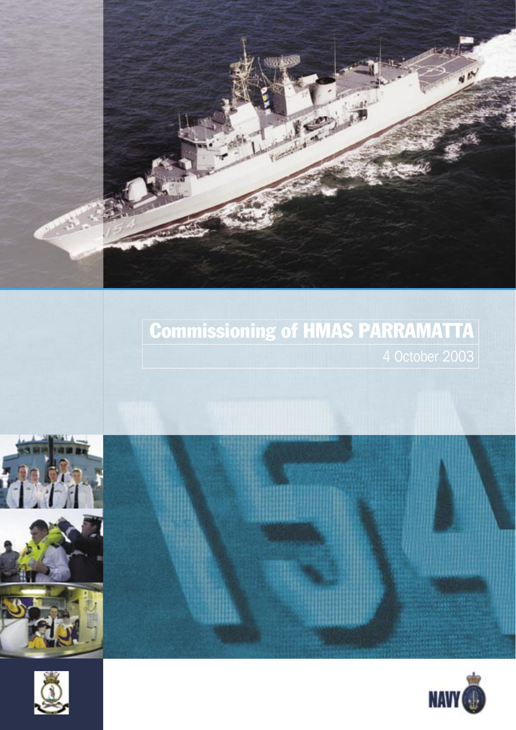# Commissioning of HMAS PARRAMATTA

4 October 2003